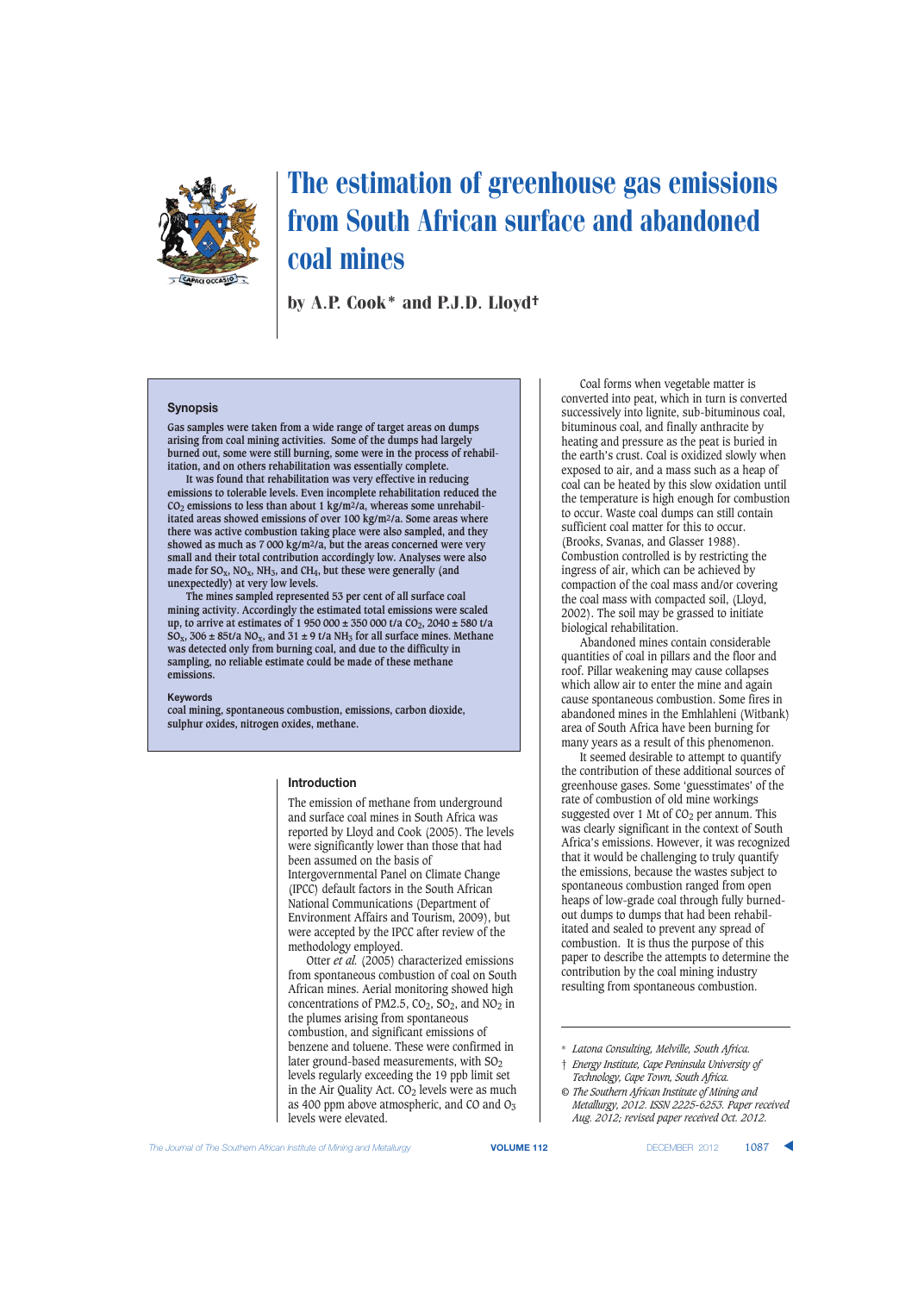# The estimation of greenhouse gas emissions from South African surface and abandoned coal mines

by A.P. Cook* and P.J.D. Lloyd†

## Synopsis

**Gas samples were taken from a wide range of target areas on dumps arising from coal mining activities. Some of the dumps had largely burned out, some were still burning, some were in the process of rehabilitation, and on others rehabilitation was essentially complete.**

**It was found that rehabilitation was very effective in reducing emissions to tolerable levels. Even incomplete rehabilitation reduced the $CO_2$ emissions to less than about 1 kg/m²/a, whereas some unrehabilitated areas showed emissions of over 100 kg/m²/a. Some areas where there was active combustion taking place were also sampled, and they showed as much as 7 000 kg/m²/a, but the areas concerned were very small and their total contribution accordingly low. Analyses were also made for $SO_x$, $NO_x$, $NH_3$, and $CH_4$, but these were generally (and unexpectedly) at very low levels.**

**The mines sampled represented 53 per cent of all surface coal mining activity. Accordingly the estimated total emissions were scaled up, to arrive at estimates of 1 950 000 ± 350 000 t/a $CO_2$, 2040 ± 580 t/a $SO_x$, 306 ± 85t/a $NO_x$, and 31 ± 9 t/a $NH_3$ for all surface mines. Methane was detected only from burning coal, and due to the difficulty in sampling, no reliable estimate could be made of these methane emissions.**

### Keywords

**coal mining, spontaneous combustion, emissions, carbon dioxide, sulphur oxides, nitrogen oxides, methane.**

## Introduction

The emission of methane from underground and surface coal mines in South Africa was reported by Lloyd and Cook (2005). The levels were significantly lower than those that had been assumed on the basis of Intergovernmental Panel on Climate Change (IPCC) default factors in the South African National Communications (Department of Environment Affairs and Tourism, 2009), but were accepted by the IPCC after review of the methodology employed.

Otter *et al.* (2005) characterized emissions from spontaneous combustion of coal on South African mines. Aerial monitoring showed high concentrations of PM2.5, $CO_2$, $SO_2$, and $NO_2$ in the plumes arising from spontaneous combustion, and significant emissions of benzene and toluene. These were confirmed in later ground-based measurements, with $SO_2$ levels regularly exceeding the 19 ppb limit set in the Air Quality Act. $CO_2$ levels were as much as 400 ppm above atmospheric, and CO and $O_3$ levels were elevated.

Coal forms when vegetable matter is converted into peat, which in turn is converted successively into lignite, sub-bituminous coal, bituminous coal, and finally anthracite by heating and pressure as the peat is buried in the earth's crust. Coal is oxidized slowly when exposed to air, and a mass such as a heap of coal can be heated by this slow oxidation until the temperature is high enough for combustion to occur. Waste coal dumps can still contain sufficient coal matter for this to occur. (Brooks, Svanas, and Glasser 1988). Combustion controlled is by restricting the ingress of air, which can be achieved by compaction of the coal mass and/or covering the coal mass with compacted soil, (Lloyd, 2002). The soil may be grassed to initiate biological rehabilitation.

Abandoned mines contain considerable quantities of coal in pillars and the floor and roof. Pillar weakening may cause collapses which allow air to enter the mine and again cause spontaneous combustion. Some fires in abandoned mines in the Emhlahleni (Witbank) area of South Africa have been burning for many years as a result of this phenomenon.

It seemed desirable to attempt to quantify the contribution of these additional sources of greenhouse gases. Some 'guesstimates' of the rate of combustion of old mine workings suggested over 1 Mt of $CO_2$ per annum. This was clearly significant in the context of South Africa's emissions. However, it was recognized that it would be challenging to truly quantify the emissions, because the wastes subject to spontaneous combustion ranged from open heaps of low-grade coal through fully burned-out dumps to dumps that had been rehabilitated and sealed to prevent any spread of combustion. It is thus the purpose of this paper to describe the attempts to determine the contribution by the coal mining industry resulting from spontaneous combustion.

---

\* *Latona Consulting, Melville, South Africa.*

† *Energy Institute, Cape Peninsula University of Technology, Cape Town, South Africa.*

© *The Southern African Institute of Mining and Metallurgy, 2012. ISSN 2225-6253. Paper received Aug. 2012; revised paper received Oct. 2012.*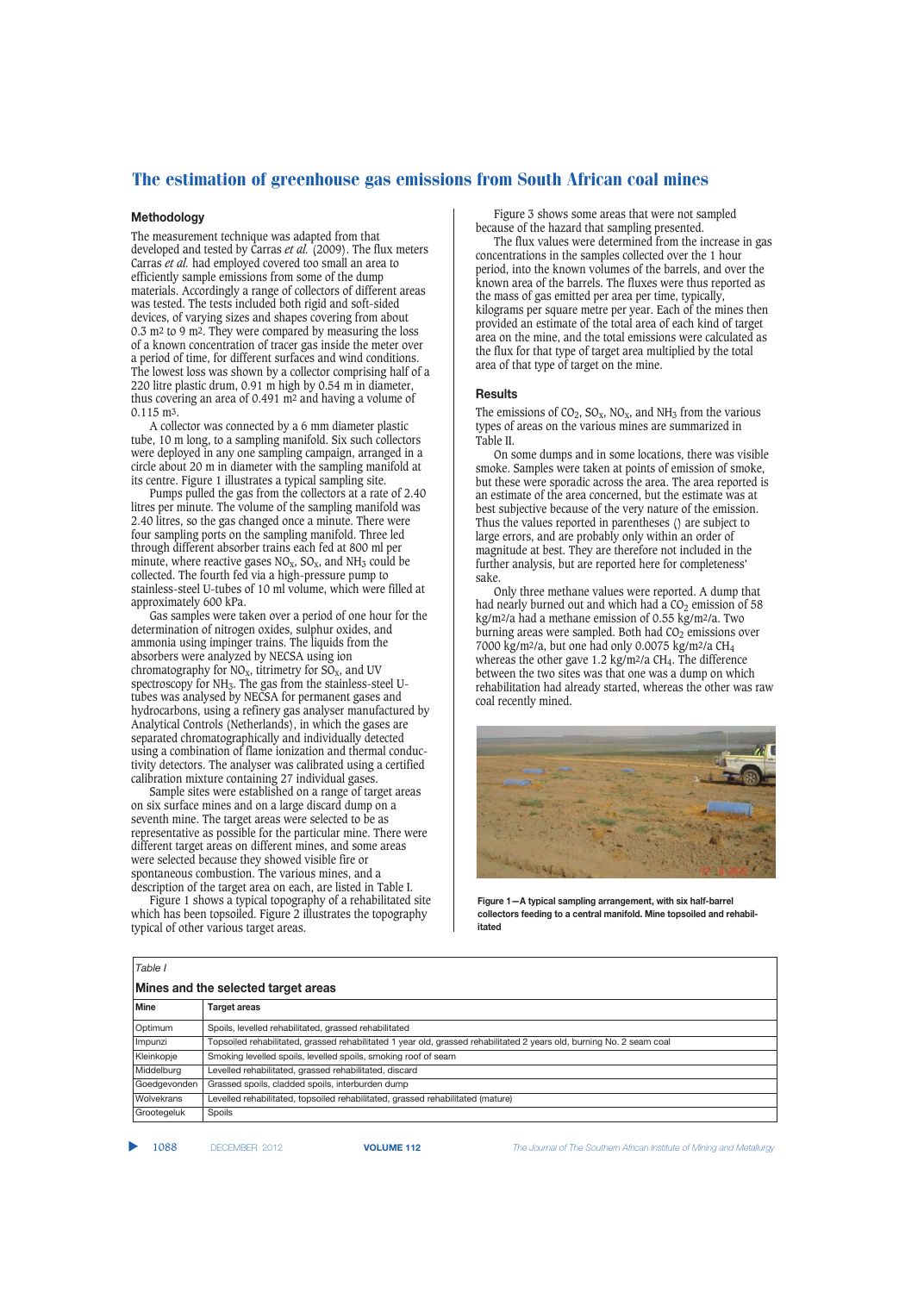## Methodology

The measurement technique was adapted from that developed and tested by Carras *et al.* (2009). The flux meters Carras *et al.* had employed covered too small an area to efficiently sample emissions from some of the dump materials. Accordingly a range of collectors of different areas was tested. The tests included both rigid and soft-sided devices, of varying sizes and shapes covering from about 0.3 m² to 9 m². They were compared by measuring the loss of a known concentration of tracer gas inside the meter over a period of time, for different surfaces and wind conditions. The lowest loss was shown by a collector comprising half of a 220 litre plastic drum, 0.91 m high by 0.54 m in diameter, thus covering an area of 0.491 m² and having a volume of 0.115 m³.

A collector was connected by a 6 mm diameter plastic tube, 10 m long, to a sampling manifold. Six such collectors were deployed in any one sampling campaign, arranged in a circle about 20 m in diameter with the sampling manifold at its centre. Figure 1 illustrates a typical sampling site.

Pumps pulled the gas from the collectors at a rate of 2.40 litres per minute. The volume of the sampling manifold was 2.40 litres, so the gas changed once a minute. There were four sampling ports on the sampling manifold. Three led through different absorber trains each fed at 800 ml per minute, where reactive gases $NO_x$, $SO_x$, and $NH_3$ could be collected. The fourth fed via a high-pressure pump to stainless-steel U-tubes of 10 ml volume, which were filled at approximately 600 kPa.

Gas samples were taken over a period of one hour for the determination of nitrogen oxides, sulphur oxides, and ammonia using impinger trains. The liquids from the absorbers were analyzed by NECSA using ion chromatography for $NO_x$, titrimetry for $SO_x$, and UV spectroscopy for $NH_3$. The gas from the stainless-steel U-tubes was analysed by NECSA for permanent gases and hydrocarbons, using a refinery gas analyser manufactured by Analytical Controls (Netherlands), in which the gases are separated chromatographically and individually detected using a combination of flame ionization and thermal conductivity detectors. The analyser was calibrated using a certified calibration mixture containing 27 individual gases.

Sample sites were established on a range of target areas on six surface mines and on a large discard dump on a seventh mine. The target areas were selected to be as representative as possible for the particular mine. There were different target areas on different mines, and some areas were selected because they showed visible fire or spontaneous combustion. The various mines, and a description of the target area on each, are listed in Table I.

Figure 1 shows a typical topography of a rehabilitated site which has been topsoiled. Figure 2 illustrates the topography typical of other various target areas.

Figure 3 shows some areas that were not sampled because of the hazard that sampling presented.

The flux values were determined from the increase in gas concentrations in the samples collected over the 1 hour period, into the known volumes of the barrels, and over the known area of the barrels. The fluxes were thus reported as the mass of gas emitted per area per time, typically, kilograms per square metre per year. Each of the mines then provided an estimate of the total area of each kind of target area on the mine, and the total emissions were calculated as the flux for that type of target area multiplied by the total area of that type of target on the mine.

## Results

The emissions of $CO_2$, $SO_x$, $NO_x$, and $NH_3$ from the various types of areas on the various mines are summarized in Table II.

On some dumps and in some locations, there was visible smoke. Samples were taken at points of emission of smoke, but these were sporadic across the area. The area reported is an estimate of the area concerned, but the estimate was at best subjective because of the very nature of the emission. Thus the values reported in parentheses () are subject to large errors, and are probably only within an order of magnitude at best. They are therefore not included in the further analysis, but are reported here for completeness' sake.

Only three methane values were reported. A dump that had nearly burned out and which had a $CO_2$ emission of 58 kg/m²/a had a methane emission of 0.55 kg/m²/a. Two burning areas were sampled. Both had $CO_2$ emissions over 7000 kg/m²/a, but one had only 0.0075 kg/m²/a $CH_4$ whereas the other gave 1.2 kg/m²/a $CH_4$. The difference between the two sites was that one was a dump on which rehabilitation had already started, whereas the other was raw coal recently mined.

Figure 1—A typical sampling arrangement, with six half-barrel collectors feeding to a central manifold. Mine topsoiled and rehabilitated

Table I

**Mines and the selected target areas**

| Mine | Target areas |
|---|---|
| Optimum | Spoils, levelled rehabilitated, grassed rehabilitated |
| Impunzi | Topsoiled rehabilitated, grassed rehabilitated 1 year old, grassed rehabilitated 2 years old, burning No. 2 seam coal |
| Kleinkopje | Smoking levelled spoils, levelled spoils, smoking roof of seam |
| Middelburg | Levelled rehabilitated, grassed rehabilitated, discard |
| Goedgevonden | Grassed spoils, cladded spoils, interburden dump |
| Wolvekrans | Levelled rehabilitated, topsoiled rehabilitated, grassed rehabilitated (mature) |
| Grootegeluk | Spoils |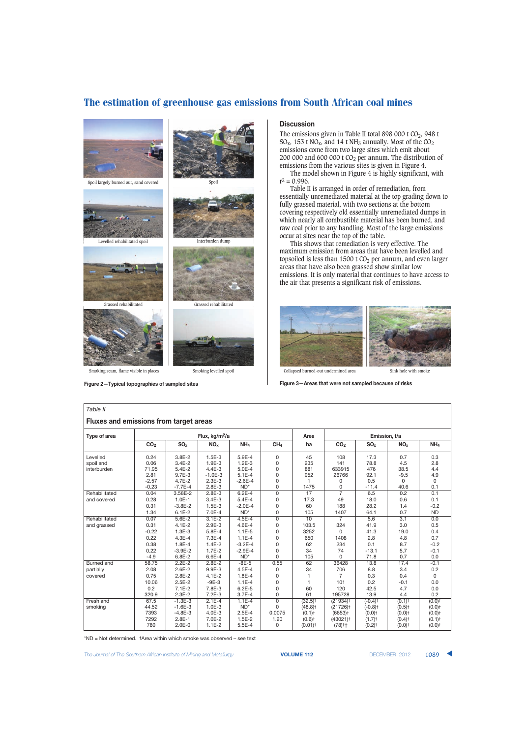Spoil largely burned out, sand covered

Spoil

Levelled rehabilitated spoil

Interburden dump

Grassed rehabilitated

Grassed rehabilitated

Smoking seam, flame visible in places

Smoking levelled spoil

**Figure 2—Typical topographies of sampled sites**

## Discussion

The emissions given in Table II total 898 000 t $CO_2$, 948 t $SO_x$, 153 t $NO_x$, and 14 t $NH_3$ annually. Most of the $CO_2$ emissions come from two large sites which emit about 200 000 and 600 000 t $CO_2$ per annum. The distribution of emissions from the various sites is given in Figure 4.

The model shown in Figure 4 is highly significant, with $r^2 = 0.996$.

Table II is arranged in order of remediation, from essentially unremediated material at the top grading down to fully grassed material, with two sections at the bottom covering respectively old essentially unremediated dumps in which nearly all combustible material has been burned, and raw coal prior to any handling. Most of the large emissions occur at sites near the top of the table.

This shows that remediation is very effective. The maximum emission from areas that have been levelled and topsoiled is less than 1500 t $CO_2$ per annum, and even larger areas that have also been grassed show similar low emissions. It is only material that continues to have access to the air that presents a significant risk of emissions.

Collapsed burned-out undermined area

Sink hole with smoke

**Figure 3—Areas that were not sampled because of risks**

*Table II*

**Fluxes and emissions from target areas**

| Type of area | Flux, kg/m²/a | | | | | Area | Emission, t/a | | | |
|---|---|---|---|---|---|---|---|---|---|---|
| | $CO_2$ | $SO_x$ | $NO_x$ | $NH_4$ | $CH_4$ | ha | $CO_2$ | $SO_x$ | $NO_x$ | $NH_4$ |
| Levelled spoil and interburden | 0.24 | 3.8E-2 | 1.5E-3 | 5.9E-4 | 0 | 45 | 108 | 17.3 | 0.7 | 0.3 |
| | 0.06 | 3.4E-2 | 1.9E-3 | 1.2E-3 | 0 | 235 | 141 | 78.8 | 4.5 | 2.8 |
| | 71.95 | 5.4E-2 | 4.4E-3 | 5.0E-4 | 0 | 881 | 633915 | 476 | 38.5 | 4.4 |
| | 2.81 | 9.7E-3 | -1.0E-3 | 5.1E-4 | 0 | 952 | 26766 | 92.1 | -9.5 | 4.9 |
| | -2.57 | 4.7E-2 | 2.3E-3 | -2.6E-4 | 0 | 1 | 0 | 0.5 | 0 | 0 |
| | -0.23 | -7.7E-4 | 2.8E-3 | ND* | 0 | 1475 | 0 | -11.4 | 40.6 | 0.1 |
| Rehabilitated and covered | 0.04 | 3.58E-2 | 2.8E-3 | 6.2E-4 | 0 | 17 | 7 | 6.5 | 0.2 | 0.1 |
| | 0.28 | 1.0E-1 | 3.4E-3 | 5.4E-4 | 0 | 17.3 | 49 | 18.0 | 0.6 | 0.1 |
| | 0.31 | -3.8E-2 | 1.5E-3 | -2.0E-4 | 0 | 60 | 188 | 28.2 | 1.4 | -0.2 |
| | 1.34 | 6.1E-2 | 7.0E-4 | ND* | 0 | 105 | 1407 | 64.1 | 0.7 | ND |
| Rehabilitated and grassed | 0.07 | 5.6E-2 | 3.1E-2 | 4.5E-4 | 0 | 10 | 7 | 5.6 | 3.1 | 0.0 |
| | 0.31 | 4.1E-2 | 2.9E-3 | 4.6E-4 | 0 | 103.5 | 324 | 41.9 | 3.0 | 0.5 |
| | -0.22 | 1.3E-3 | 5.8E-4 | 1.1E-5 | 0 | 3252 | 0 | 41.3 | 19.0 | 0.4 |
| | 0.22 | 4.3E-4 | 7.3E-4 | 1.1E-4 | 0 | 650 | 1408 | 2.8 | 4.8 | 0.7 |
| | 0.38 | 1.8E-4 | 1.4E-2 | -3.2E-4 | 0 | 62 | 234 | 0.1 | 8.7 | -0.2 |
| | 0.22 | -3.9E-2 | 1.7E-2 | -2.9E-4 | 0 | 34 | 74 | -13.1 | 5.7 | -0.1 |
| | -4.9 | 6.8E-2 | 6.6E-4 | ND* | 0 | 105 | 0 | 71.8 | 0.7 | 0.0 |
| Burned and partially covered | 58.75 | 2.2E-2 | 2.8E-2 | -8E-5 | 0.55 | 62 | 36428 | 13.8 | 17.4 | -0.1 |
| | 2.08 | 2.6E-2 | 9.9E-3 | 4.5E-4 | 0 | 34 | 706 | 8.8 | 3.4 | 0.2 |
| | 0.75 | 2.8E-2 | 4.1E-2 | 1.8E-4 | 0 | 1 | 7 | 0.3 | 0.4 | 0 |
| | 10.06 | 2.5E-2 | -9E-3 | 1.1E-4 | 0 | 1 | 101 | 0.2 | -0.1 | 0.0 |
| | 0.2 | 7.1E-2 | 7.8E-3 | 6.2E-5 | 0 | 60 | 120 | 42.5 | 4.7 | 0.0 |
| | 320.9 | 2.3E-2 | 7.2E-3 | 3.7E-4 | 0 | 61 | 195728 | 13.9 | 4.4 | 0.2 |
| Fresh and smoking | 67.5 | -1.3E-3 | 2.1E-4 | 1.1E-4 | 0 | (32.5)† | (21934)† | (-0.4)† | (0.1)† | (0.0)† |
| | 44.52 | -1.6E-3 | 1.0E-3 | ND* | 0 | (48.8)† | (21726)† | (-0.8)† | (0.5)† | (0.0)† |
| | 7393 | -4.8E-3 | 4.0E-3 | 2.5E-4 | 0.0075 | (0.1)† | (6653)† | (0.0)† | (0.0)† | (0.0)† |
| | 7292 | 2.8E-1 | 7.0E-2 | 1.5E-2 | 1.20 | (0.6)† | (43021)† | (1.7)† | (0.4)† | (0.1)† |
| | 780 | 2.0E-0 | 1.1E-2 | 5.5E-4 | 0 | (0.01)† | (78)†† | (0.2)† | (0.0)† | (0.0)† |

*ND = Not determined. †Area within which smoke was observed – see text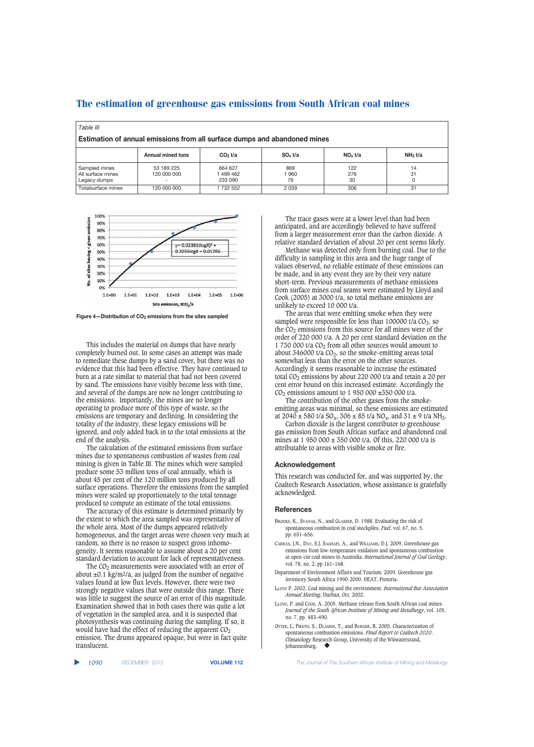*Table III*

**Estimation of annual emissions from all surface dumps and abandoned mines**

| | Annual mined tons | $CO_2$ t/a | $SO_x$ t/a | $NO_x$ t/a | $NH_3$ t/a |
|---|---|---|---|---|---|
| Sampled mines | 53 189 225 | 664 627 | 869 | 122 | 14 |
| All surface mines | 120 000 000 | 1 499 462 | 1 960 | 276 | 31 |
| Legacy dumps | - | 233 090 | 79 | 30 | 0 |
| Totalsurface mines | 120 000 000 | 1 732 552 | 2 039 | 306 | 31 |

No. of sites having < given emission

100%
90%
80%
70%
60%
50%
40%
30%
20%
10%
0%

1.E+00 1.E+01 1.E+02 1.E+03 1.E+04 1.E+05 1.E+06

Site emission, $tCO_2/a$

y=-0.02381(logX)² + 0.3036logX + 0.01786

Figure 4—Distribution of $CO_2$ emissions from the sites sampled

This includes the material on dumps that have nearly completely burned out. In some cases an attempt was made to remediate these dumps by a sand cover, but there was no evidence that this had been effective. They have continued to burn at a rate similar to material that had not been covered by sand. The emissions have visibly become less with time, and several of the dumps are now no longer contributing to the emissions. Importantly, the mines are no longer operating to produce more of this type of waste, so the emissions are temporary and declining. In considering the totality of the industry, these legacy emissions will be ignored, and only added back in to the total emissions at the end of the analysis.

The calculation of the estimated emissions from surface mines due to spontaneous combustion of wastes from coal mining is given in Table III. The mines which were sampled produce some 53 million tons of coal annually, which is about 45 per cent of the 120 million tons produced by all surface operations. Therefore the emissions from the sampled mines were scaled up proportionately to the total tonnage produced to compute an estimate of the total emissions.

The accuracy of this estimate is determined primarily by the extent to which the area sampled was representative of the whole area. Most of the dumps appeared relatively homogeneous, and the target areas were chosen very much at random, so there is no reason to suspect gross inhomogeneity. It seems reasonable to assume about a 20 per cent standard deviation to account for lack of representativeness.

The $CO_2$ measurements were associated with an error of about ±0.1 kg/m²/a, as judged from the number of negative values found at low flux levels. However, there were two strongly negative values that were outside this range. There was little to suggest the source of an error of this magnitude. Examination showed that in both cases there was quite a lot of vegetation in the sampled area, and it is suspected that photosynthesis was continuing during the sampling. If so, it would have had the effect of reducing the apparent $CO_2$ emission. The drums appeared opaque, but were in fact quite translucent.

The trace gases were at a lower level than had been anticipated, and are accordingly believed to have suffered from a larger measurement error than the carbon dioxide. A relative standard deviation of about 20 per cent seems likely.

Methane was detected only from burning coal. Due to the difficulty in sampling in this area and the huge range of values observed, no reliable estimate of these emissions can be made, and in any event they are by their very nature short-term. Previous measurements of methane emissions from surface mines coal seams were estimated by Lloyd and Cook (2005) at 3000 t/a, so total methane emissions are unlikely to exceed 10 000 t/a.

The areas that were emitting smoke when they were sampled were responsible for less than 100000 t/a $CO_2$, so the $CO_2$ emissions from this source for all mines were of the order of 220 000 t/a. A 20 per cent standard deviation on the 1 730 000 t/a $CO_2$ from all other sources would amount to about 346000 t/a $CO_2$, so the smoke-emitting areas total somewhat less than the error on the other sources. Accordingly it seems reasonable to increase the estimated total $CO_2$ emissions by about 220 000 t/a and retain a 20 per cent error bound on this increased estimate. Accordingly the $CO_2$ emissions amount to 1 950 000 ±350 000 t/a.

The contribution of the other gases from the smoke-emitting areas was minimal, so these emissions are estimated at 2040 ± 580 t/a $SO_x$, 306 ± 85 t/a $NO_x$, and 31 ± 9 t/a $NH_3$.

Carbon dioxide is the largest contributor to greenhouse gas emission from South African surface and abandoned coal mines at 1 950 000 ± 350 000 t/a. Of this, 220 000 t/a is attributable to areas with visible smoke or fire.

## Acknowledgement

This research was conducted for, and was supported by, the Coaltech Research Association, whose assistance is gratefully acknowledged.

## References

Brooks, K., Svanas, N., and Glasser, D. 1988. Evaluating the risk of spontaneous combustion in coal stockpiles. *Fuel*, vol. 67, no. 5. pp. 651–656.

Carras, J.N., Day, S.J, Saghafi, A., and Williams, D.J. 2009. Greenhouse gas emissions from low-temperature oxidation and spontaneous combustion at open-cut coal mines in Australia. *International Journal of Coal Geology*, vol. 78, no. 2. pp 161–168.

Department of Environment Affairs and Tourism. 2009. Greenhouse gas inventory South Africa 1990-2000. DEAT, Pretoria.

Lloyd P. 2002. Coal mining and the environment. *International Bar Association Annual Meeting*, Durban, Oct. 2002.

Lloyd, P. and Cook, A. 2005. Methane release from South African coal mines. *Journal of the South African Institute of Mining and Metallurgy*, vol. 105, no. 7. pp. 483–490.

Otter, L, Piketh, S., Dlamini, T., and Burger, R. 2005. Characterization of spontaneous combustion emissions. *Final Report to Coaltech 2020.* Climatology Research Group, University of the Witwatersrand, Johannesburg. ◆